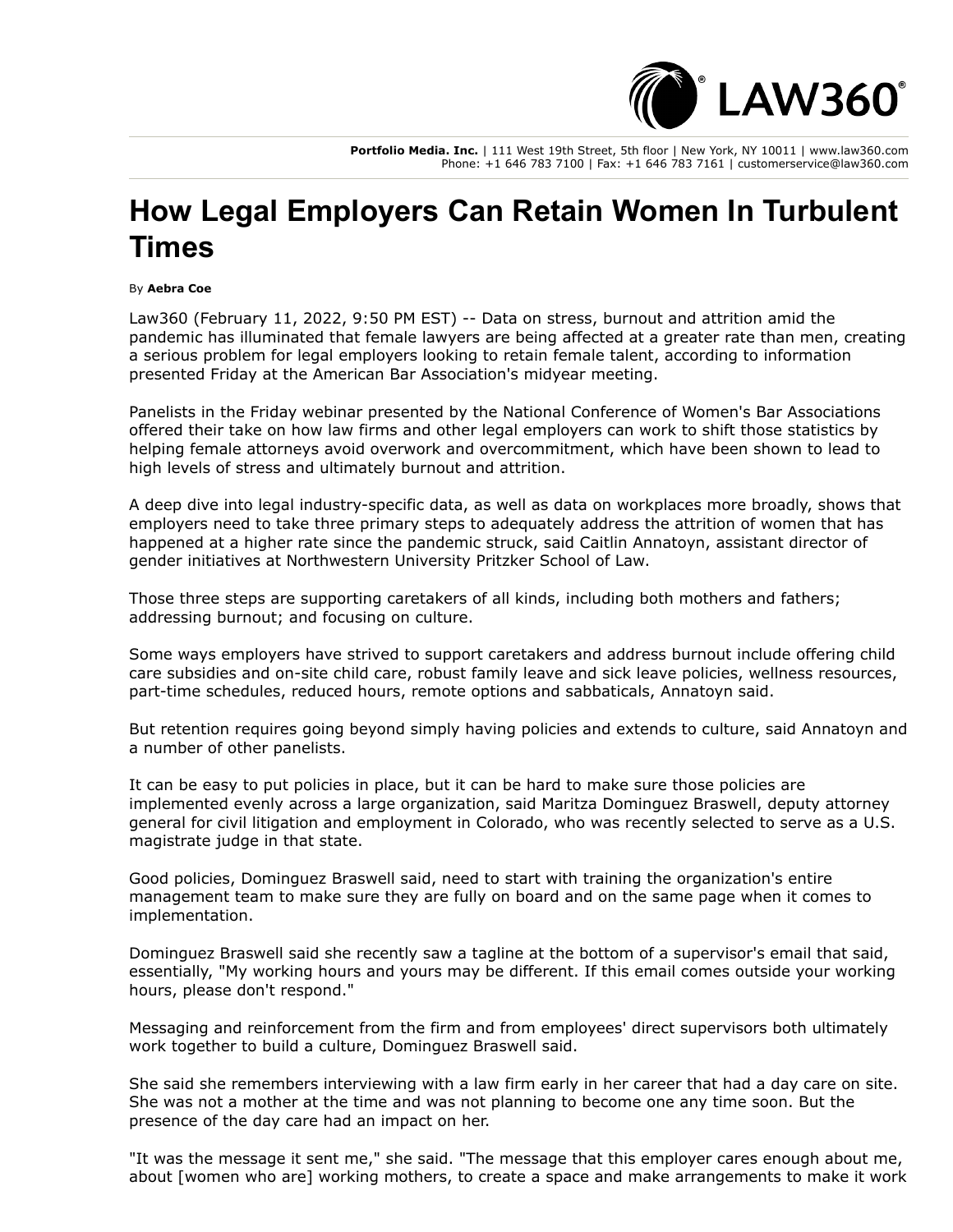Portfolio Media. Inc. | 111 West 19th Street, 5th floor | New York, NY 10011 | www.law360.com
Phone: +1 646 783 7100 | Fax: +1 646 783 7161 | customerservice@law360.com

# How Legal Employers Can Retain Women In Turbulent Times

By **Aebra Coe**

Law360 (February 11, 2022, 9:50 PM EST) -- Data on stress, burnout and attrition amid the pandemic has illuminated that female lawyers are being affected at a greater rate than men, creating a serious problem for legal employers looking to retain female talent, according to information presented Friday at the American Bar Association's midyear meeting.

Panelists in the Friday webinar presented by the National Conference of Women's Bar Associations offered their take on how law firms and other legal employers can work to shift those statistics by helping female attorneys avoid overwork and overcommitment, which have been shown to lead to high levels of stress and ultimately burnout and attrition.

A deep dive into legal industry-specific data, as well as data on workplaces more broadly, shows that employers need to take three primary steps to adequately address the attrition of women that has happened at a higher rate since the pandemic struck, said Caitlin Annatoyn, assistant director of gender initiatives at Northwestern University Pritzker School of Law.

Those three steps are supporting caretakers of all kinds, including both mothers and fathers; addressing burnout; and focusing on culture.

Some ways employers have strived to support caretakers and address burnout include offering child care subsidies and on-site child care, robust family leave and sick leave policies, wellness resources, part-time schedules, reduced hours, remote options and sabbaticals, Annatoyn said.

But retention requires going beyond simply having policies and extends to culture, said Annatoyn and a number of other panelists.

It can be easy to put policies in place, but it can be hard to make sure those policies are implemented evenly across a large organization, said Maritza Dominguez Braswell, deputy attorney general for civil litigation and employment in Colorado, who was recently selected to serve as a U.S. magistrate judge in that state.

Good policies, Dominguez Braswell said, need to start with training the organization's entire management team to make sure they are fully on board and on the same page when it comes to implementation.

Dominguez Braswell said she recently saw a tagline at the bottom of a supervisor's email that said, essentially, "My working hours and yours may be different. If this email comes outside your working hours, please don't respond."

Messaging and reinforcement from the firm and from employees' direct supervisors both ultimately work together to build a culture, Dominguez Braswell said.

She said she remembers interviewing with a law firm early in her career that had a day care on site. She was not a mother at the time and was not planning to become one any time soon. But the presence of the day care had an impact on her.

"It was the message it sent me," she said. "The message that this employer cares enough about me, about [women who are] working mothers, to create a space and make arrangements to make it work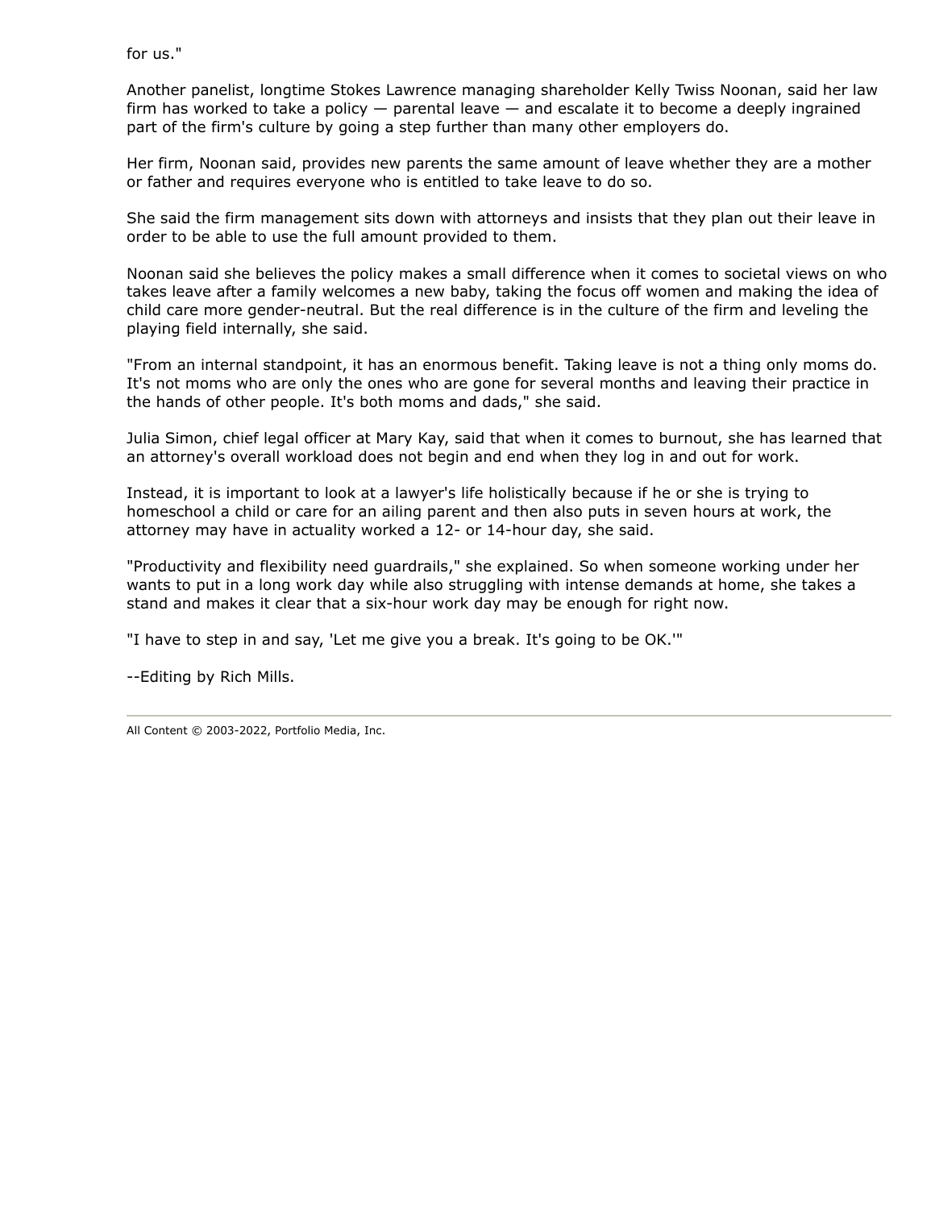for us."

Another panelist, longtime Stokes Lawrence managing shareholder Kelly Twiss Noonan, said her law firm has worked to take a policy — parental leave — and escalate it to become a deeply ingrained part of the firm's culture by going a step further than many other employers do.

Her firm, Noonan said, provides new parents the same amount of leave whether they are a mother or father and requires everyone who is entitled to take leave to do so.

She said the firm management sits down with attorneys and insists that they plan out their leave in order to be able to use the full amount provided to them.

Noonan said she believes the policy makes a small difference when it comes to societal views on who takes leave after a family welcomes a new baby, taking the focus off women and making the idea of child care more gender-neutral. But the real difference is in the culture of the firm and leveling the playing field internally, she said.

"From an internal standpoint, it has an enormous benefit. Taking leave is not a thing only moms do. It's not moms who are only the ones who are gone for several months and leaving their practice in the hands of other people. It's both moms and dads," she said.

Julia Simon, chief legal officer at Mary Kay, said that when it comes to burnout, she has learned that an attorney's overall workload does not begin and end when they log in and out for work.

Instead, it is important to look at a lawyer's life holistically because if he or she is trying to homeschool a child or care for an ailing parent and then also puts in seven hours at work, the attorney may have in actuality worked a 12- or 14-hour day, she said.

"Productivity and flexibility need guardrails," she explained. So when someone working under her wants to put in a long work day while also struggling with intense demands at home, she takes a stand and makes it clear that a six-hour work day may be enough for right now.

"I have to step in and say, 'Let me give you a break. It's going to be OK.'"

--Editing by Rich Mills.

All Content © 2003-2022, Portfolio Media, Inc.